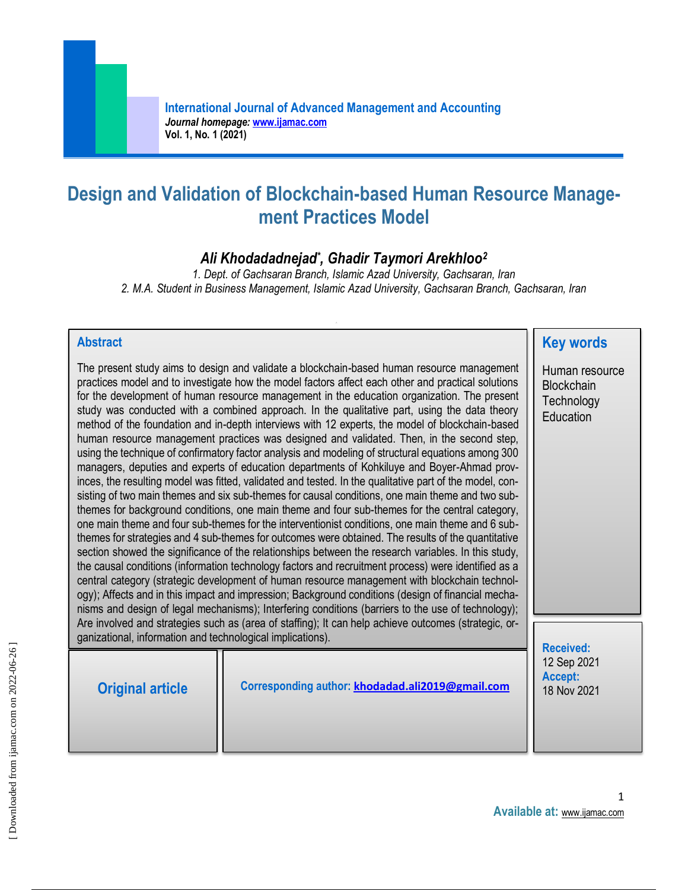# Design and Validation of Blockchain-based Human Resource Management Practices Model

**_Ali Khodadadnejad[*], Ghadir Taymori Arekhloo[2]_**

*1. Dept. of Gachsaran Branch, Islamic Azad University, Gachsaran, Iran*

*2. M.A. Student in Business Management, Islamic Azad University, Gachsaran Branch, Gachsaran, Iran*

## Abstract

The present study aims to design and validate a blockchain-based human resource management practices model and to investigate how the model factors affect each other and practical solutions for the development of human resource management in the education organization. The present study was conducted with a combined approach. In the qualitative part, using the data theory method of the foundation and in-depth interviews with 12 experts, the model of blockchain-based human resource management practices was designed and validated. Then, in the second step, using the technique of confirmatory factor analysis and modeling of structural equations among 300 managers, deputies and experts of education departments of Kohkiluye and Boyer-Ahmad provinces, the resulting model was fitted, validated and tested. In the qualitative part of the model, consisting of two main themes and six sub-themes for causal conditions, one main theme and two sub-themes for background conditions, one main theme and four sub-themes for the central category, one main theme and four sub-themes for the interventionist conditions, one main theme and 6 sub-themes for strategies and 4 sub-themes for outcomes were obtained. The results of the quantitative section showed the significance of the relationships between the research variables. In this study, the causal conditions (information technology factors and recruitment process) were identified as a central category (strategic development of human resource management with blockchain technology); Affects and in this impact and impression; Background conditions (design of financial mechanisms and design of legal mechanisms); Interfering conditions (barriers to the use of technology); Are involved and strategies such as (area of staffing); It can help achieve outcomes (strategic, organizational, information and technological implications).

## Key words

Human resource
Blockchain
Technology
Education

**Received:** 12 Sep 2021
**Accept:** 18 Nov 2021

**Original article**

**Corresponding author:** khodadad.ali2019@gmail.com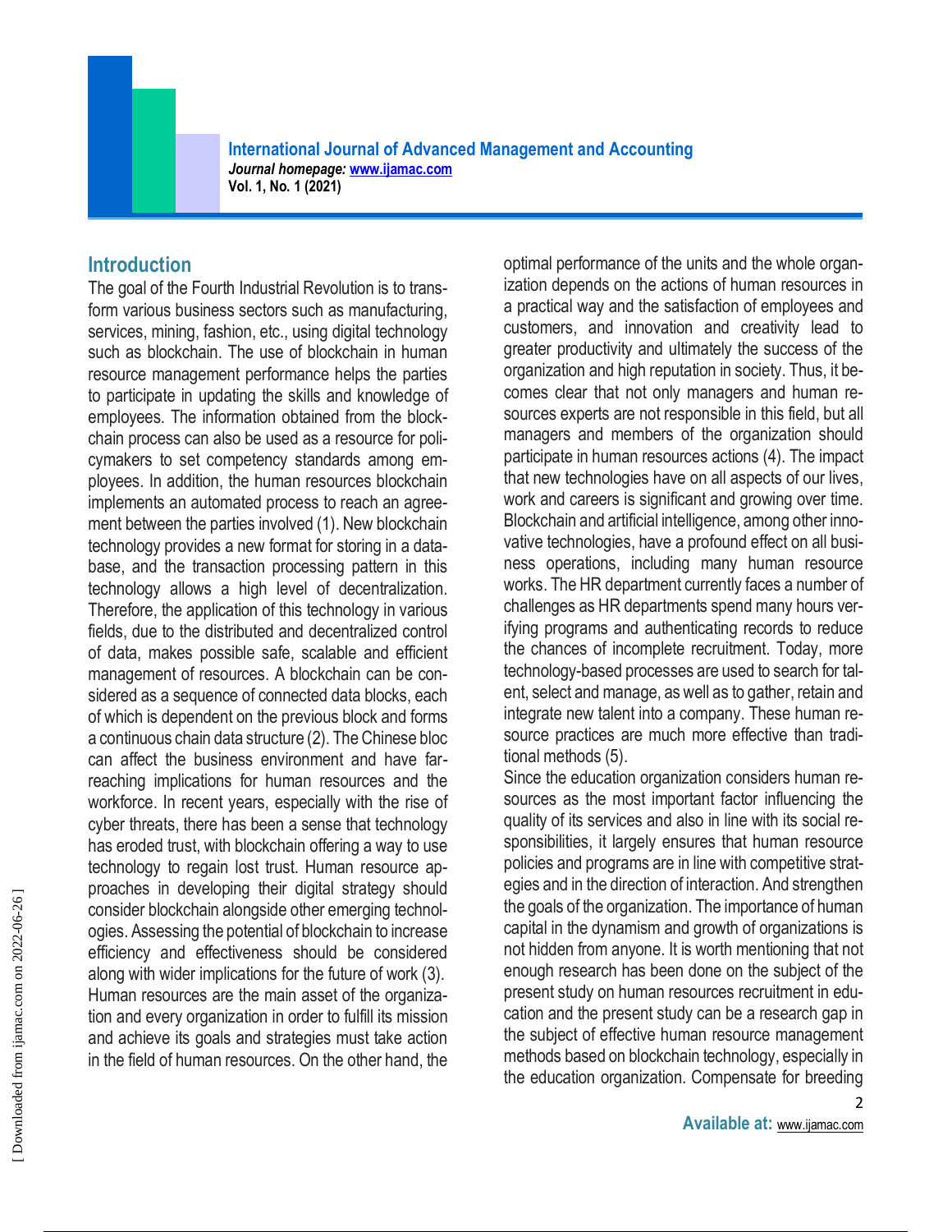## Introduction

The goal of the Fourth Industrial Revolution is to transform various business sectors such as manufacturing, services, mining, fashion, etc., using digital technology such as blockchain. The use of blockchain in human resource management performance helps the parties to participate in updating the skills and knowledge of employees. The information obtained from the blockchain process can also be used as a resource for policymakers to set competency standards among employees. In addition, the human resources blockchain implements an automated process to reach an agreement between the parties involved (1). New blockchain technology provides a new format for storing in a database, and the transaction processing pattern in this technology allows a high level of decentralization. Therefore, the application of this technology in various fields, due to the distributed and decentralized control of data, makes possible safe, scalable and efficient management of resources. A blockchain can be considered as a sequence of connected data blocks, each of which is dependent on the previous block and forms a continuous chain data structure (2). The Chinese bloc can affect the business environment and have far-reaching implications for human resources and the workforce. In recent years, especially with the rise of cyber threats, there has been a sense that technology has eroded trust, with blockchain offering a way to use technology to regain lost trust. Human resource approaches in developing their digital strategy should consider blockchain alongside other emerging technologies. Assessing the potential of blockchain to increase efficiency and effectiveness should be considered along with wider implications for the future of work (3).
Human resources are the main asset of the organization and every organization in order to fulfill its mission and achieve its goals and strategies must take action in the field of human resources. On the other hand, the optimal performance of the units and the whole organization depends on the actions of human resources in a practical way and the satisfaction of employees and customers, and innovation and creativity lead to greater productivity and ultimately the success of the organization and high reputation in society. Thus, it becomes clear that not only managers and human resources experts are not responsible in this field, but all managers and members of the organization should participate in human resources actions (4). The impact that new technologies have on all aspects of our lives, work and careers is significant and growing over time. Blockchain and artificial intelligence, among other innovative technologies, have a profound effect on all business operations, including many human resource works. The HR department currently faces a number of challenges as HR departments spend many hours verifying programs and authenticating records to reduce the chances of incomplete recruitment. Today, more technology-based processes are used to search for talent, select and manage, as well as to gather, retain and integrate new talent into a company. These human resource practices are much more effective than traditional methods (5).
Since the education organization considers human resources as the most important factor influencing the quality of its services and also in line with its social responsibilities, it largely ensures that human resource policies and programs are in line with competitive strategies and in the direction of interaction. And strengthen the goals of the organization. The importance of human capital in the dynamism and growth of organizations is not hidden from anyone. It is worth mentioning that not enough research has been done on the subject of the present study on human resources recruitment in education and the present study can be a research gap in the subject of effective human resource management methods based on blockchain technology, especially in the education organization. Compensate for breeding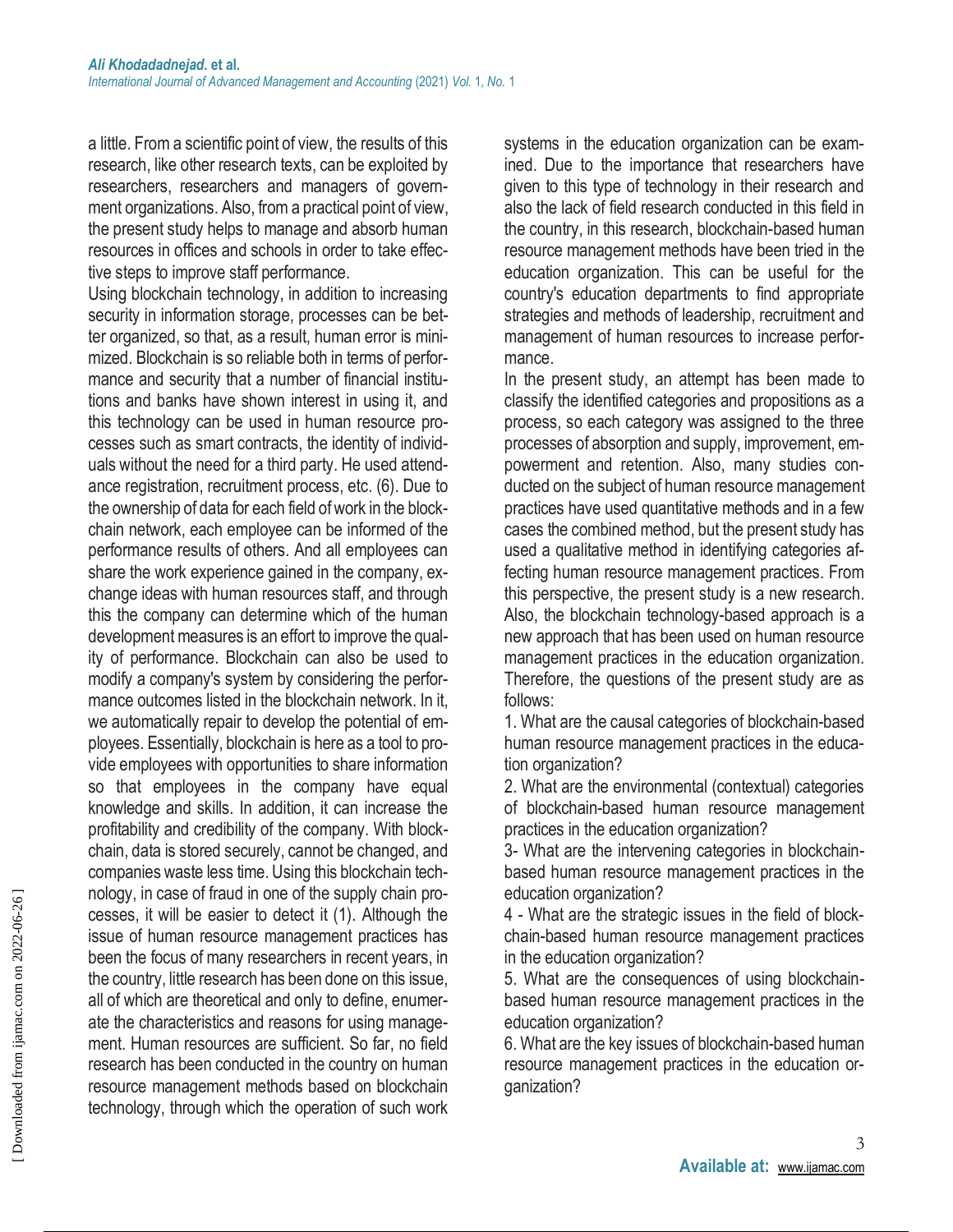a little. From a scientific point of view, the results of this research, like other research texts, can be exploited by researchers, researchers and managers of government organizations. Also, from a practical point of view, the present study helps to manage and absorb human resources in offices and schools in order to take effective steps to improve staff performance.

Using blockchain technology, in addition to increasing security in information storage, processes can be better organized, so that, as a result, human error is minimized. Blockchain is so reliable both in terms of performance and security that a number of financial institutions and banks have shown interest in using it, and this technology can be used in human resource processes such as smart contracts, the identity of individuals without the need for a third party. He used attendance registration, recruitment process, etc. (6). Due to the ownership of data for each field of work in the blockchain network, each employee can be informed of the performance results of others. And all employees can share the work experience gained in the company, exchange ideas with human resources staff, and through this the company can determine which of the human development measures is an effort to improve the quality of performance. Blockchain can also be used to modify a company's system by considering the performance outcomes listed in the blockchain network. In it, we automatically repair to develop the potential of employees. Essentially, blockchain is here as a tool to provide employees with opportunities to share information so that employees in the company have equal knowledge and skills. In addition, it can increase the profitability and credibility of the company. With blockchain, data is stored securely, cannot be changed, and companies waste less time. Using this blockchain technology, in case of fraud in one of the supply chain processes, it will be easier to detect it (1). Although the issue of human resource management practices has been the focus of many researchers in recent years, in the country, little research has been done on this issue, all of which are theoretical and only to define, enumerate the characteristics and reasons for using management. Human resources are sufficient. So far, no field research has been conducted in the country on human resource management methods based on blockchain technology, through which the operation of such work systems in the education organization can be examined. Due to the importance that researchers have given to this type of technology in their research and also the lack of field research conducted in this field in the country, in this research, blockchain-based human resource management methods have been tried in the education organization. This can be useful for the country's education departments to find appropriate strategies and methods of leadership, recruitment and management of human resources to increase performance.

In the present study, an attempt has been made to classify the identified categories and propositions as a process, so each category was assigned to the three processes of absorption and supply, improvement, empowerment and retention. Also, many studies conducted on the subject of human resource management practices have used quantitative methods and in a few cases the combined method, but the present study has used a qualitative method in identifying categories affecting human resource management practices. From this perspective, the present study is a new research. Also, the blockchain technology-based approach is a new approach that has been used on human resource management practices in the education organization. Therefore, the questions of the present study are as follows:

1. What are the causal categories of blockchain-based human resource management practices in the education organization?

2. What are the environmental (contextual) categories of blockchain-based human resource management practices in the education organization?

3- What are the intervening categories in blockchain-based human resource management practices in the education organization?

4 - What are the strategic issues in the field of blockchain-based human resource management practices in the education organization?

5. What are the consequences of using blockchain-based human resource management practices in the education organization?

6. What are the key issues of blockchain-based human resource management practices in the education organization?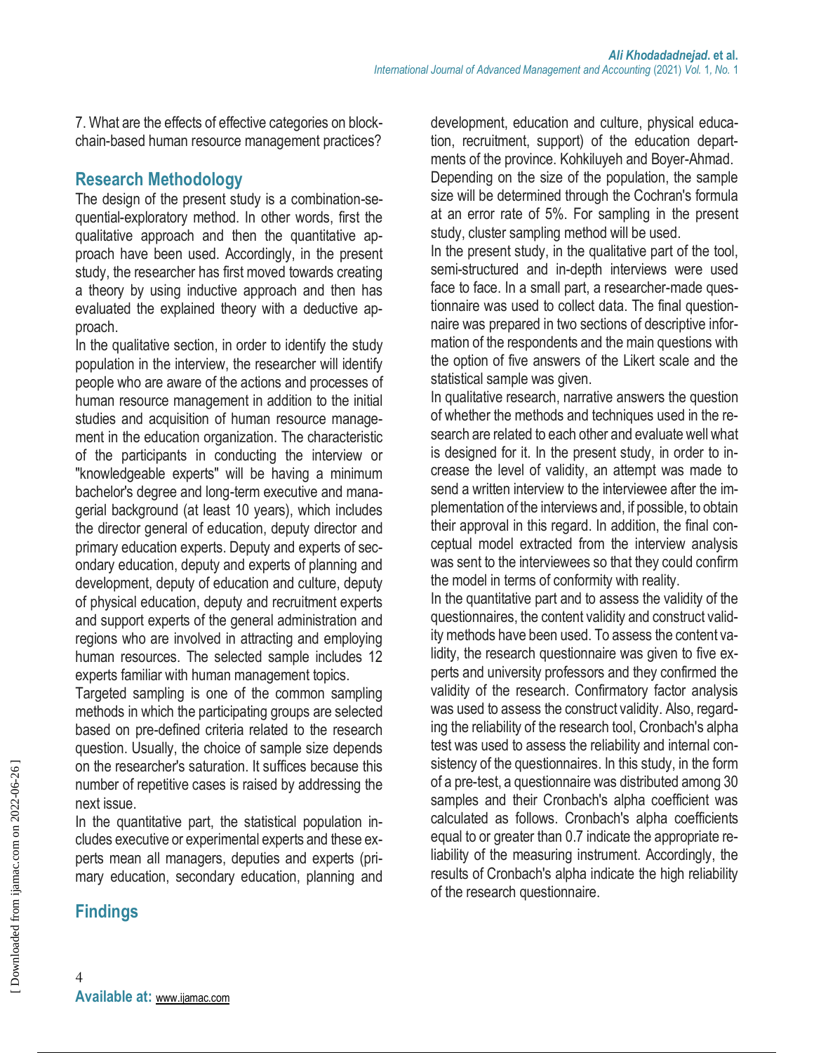7. What are the effects of effective categories on blockchain-based human resource management practices?

## Research Methodology

The design of the present study is a combination-sequential-exploratory method. In other words, first the qualitative approach and then the quantitative approach have been used. Accordingly, in the present study, the researcher has first moved towards creating a theory by using inductive approach and then has evaluated the explained theory with a deductive approach.

In the qualitative section, in order to identify the study population in the interview, the researcher will identify people who are aware of the actions and processes of human resource management in addition to the initial studies and acquisition of human resource management in the education organization. The characteristic of the participants in conducting the interview or "knowledgeable experts" will be having a minimum bachelor's degree and long-term executive and managerial background (at least 10 years), which includes the director general of education, deputy director and primary education experts. Deputy and experts of secondary education, deputy and experts of planning and development, deputy of education and culture, deputy of physical education, deputy and recruitment experts and support experts of the general administration and regions who are involved in attracting and employing human resources. The selected sample includes 12 experts familiar with human management topics.

Targeted sampling is one of the common sampling methods in which the participating groups are selected based on pre-defined criteria related to the research question. Usually, the choice of sample size depends on the researcher's saturation. It suffices because this number of repetitive cases is raised by addressing the next issue.

In the quantitative part, the statistical population includes executive or experimental experts and these experts mean all managers, deputies and experts (primary education, secondary education, planning and development, education and culture, physical education, recruitment, support) of the education departments of the province. Kohkiluyeh and Boyer-Ahmad.

Depending on the size of the population, the sample size will be determined through the Cochran's formula at an error rate of 5%. For sampling in the present study, cluster sampling method will be used.

In the present study, in the qualitative part of the tool, semi-structured and in-depth interviews were used face to face. In a small part, a researcher-made questionnaire was used to collect data. The final questionnaire was prepared in two sections of descriptive information of the respondents and the main questions with the option of five answers of the Likert scale and the statistical sample was given.

In qualitative research, narrative answers the question of whether the methods and techniques used in the research are related to each other and evaluate well what is designed for it. In the present study, in order to increase the level of validity, an attempt was made to send a written interview to the interviewee after the implementation of the interviews and, if possible, to obtain their approval in this regard. In addition, the final conceptual model extracted from the interview analysis was sent to the interviewees so that they could confirm the model in terms of conformity with reality.

In the quantitative part and to assess the validity of the questionnaires, the content validity and construct validity methods have been used. To assess the content validity, the research questionnaire was given to five experts and university professors and they confirmed the validity of the research. Confirmatory factor analysis was used to assess the construct validity. Also, regarding the reliability of the research tool, Cronbach's alpha test was used to assess the reliability and internal consistency of the questionnaires. In this study, in the form of a pre-test, a questionnaire was distributed among 30 samples and their Cronbach's alpha coefficient was calculated as follows. Cronbach's alpha coefficients equal to or greater than 0.7 indicate the appropriate reliability of the measuring instrument. Accordingly, the results of Cronbach's alpha indicate the high reliability of the research questionnaire.

## Findings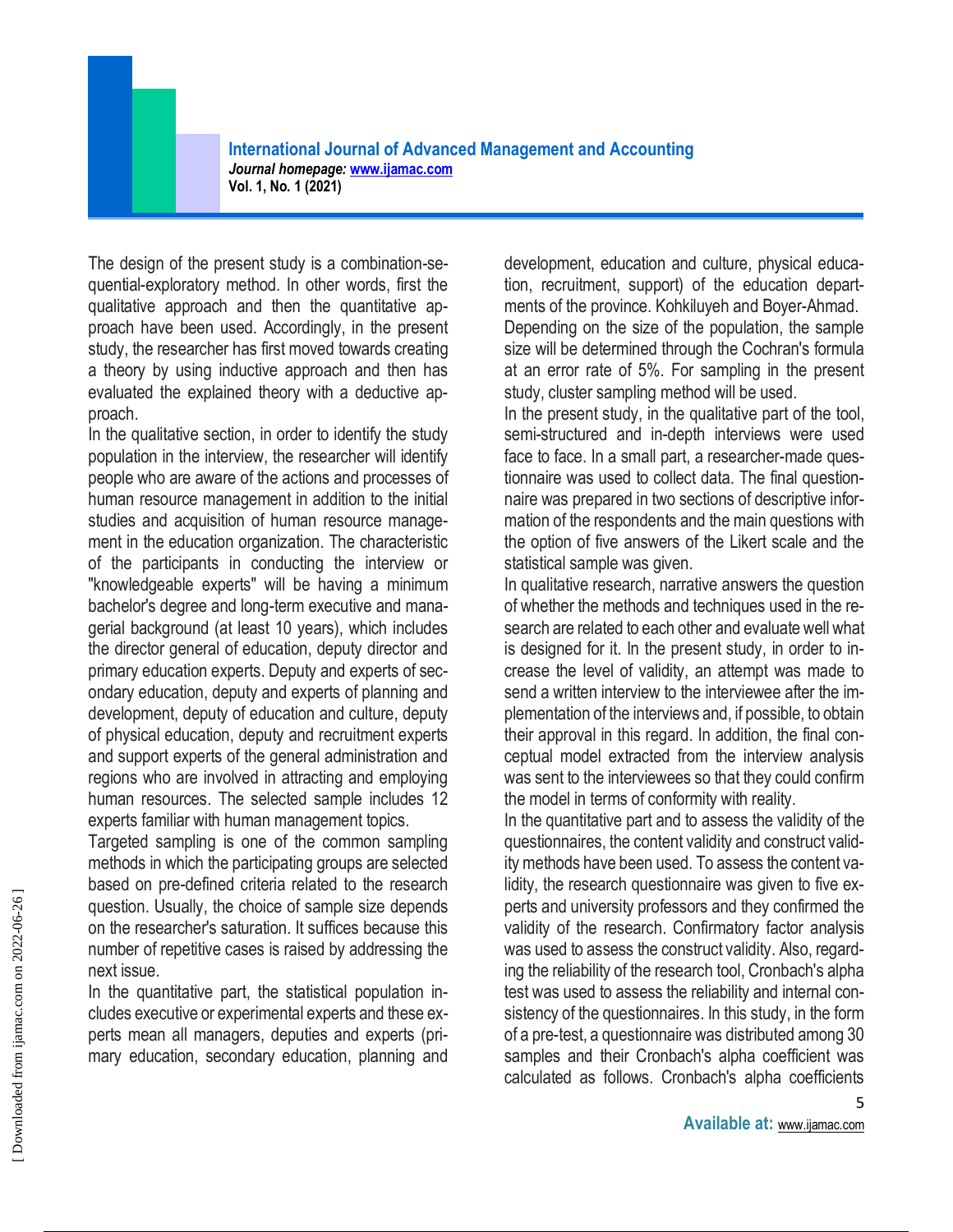The design of the present study is a combination-sequential-exploratory method. In other words, first the qualitative approach and then the quantitative approach have been used. Accordingly, in the present study, the researcher has first moved towards creating a theory by using inductive approach and then has evaluated the explained theory with a deductive approach.

In the qualitative section, in order to identify the study population in the interview, the researcher will identify people who are aware of the actions and processes of human resource management in addition to the initial studies and acquisition of human resource management in the education organization. The characteristic of the participants in conducting the interview or "knowledgeable experts" will be having a minimum bachelor's degree and long-term executive and managerial background (at least 10 years), which includes the director general of education, deputy director and primary education experts. Deputy and experts of secondary education, deputy and experts of planning and development, deputy of education and culture, deputy of physical education, deputy and recruitment experts and support experts of the general administration and regions who are involved in attracting and employing human resources. The selected sample includes 12 experts familiar with human management topics.

Targeted sampling is one of the common sampling methods in which the participating groups are selected based on pre-defined criteria related to the research question. Usually, the choice of sample size depends on the researcher's saturation. It suffices because this number of repetitive cases is raised by addressing the next issue.

In the quantitative part, the statistical population includes executive or experimental experts and these experts mean all managers, deputies and experts (primary education, secondary education, planning and development, education and culture, physical education, recruitment, support) of the education departments of the province. Kohkiluyeh and Boyer-Ahmad. Depending on the size of the population, the sample size will be determined through the Cochran's formula at an error rate of 5%. For sampling in the present study, cluster sampling method will be used.

In the present study, in the qualitative part of the tool, semi-structured and in-depth interviews were used face to face. In a small part, a researcher-made questionnaire was used to collect data. The final questionnaire was prepared in two sections of descriptive information of the respondents and the main questions with the option of five answers of the Likert scale and the statistical sample was given.

In qualitative research, narrative answers the question of whether the methods and techniques used in the research are related to each other and evaluate well what is designed for it. In the present study, in order to increase the level of validity, an attempt was made to send a written interview to the interviewee after the implementation of the interviews and, if possible, to obtain their approval in this regard. In addition, the final conceptual model extracted from the interview analysis was sent to the interviewees so that they could confirm the model in terms of conformity with reality.

In the quantitative part and to assess the validity of the questionnaires, the content validity and construct validity methods have been used. To assess the content validity, the research questionnaire was given to five experts and university professors and they confirmed the validity of the research. Confirmatory factor analysis was used to assess the construct validity. Also, regarding the reliability of the research tool, Cronbach's alpha test was used to assess the reliability and internal consistency of the questionnaires. In this study, in the form of a pre-test, a questionnaire was distributed among 30 samples and their Cronbach's alpha coefficient was calculated as follows. Cronbach's alpha coefficients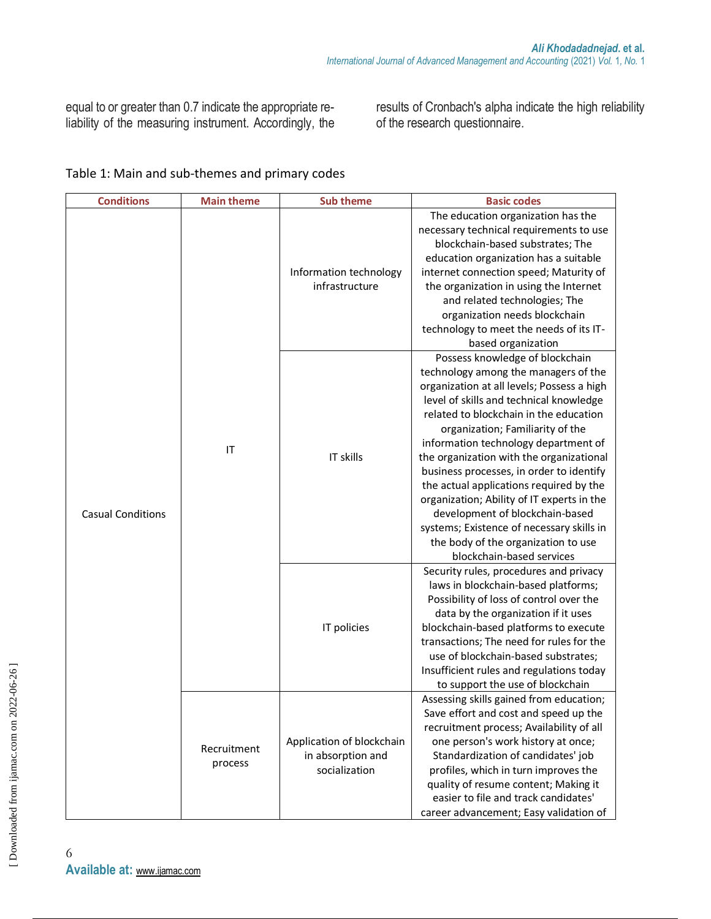equal to or greater than 0.7 indicate the appropriate reliability of the measuring instrument. Accordingly, the results of Cronbach's alpha indicate the high reliability of the research questionnaire.

Table 1: Main and sub-themes and primary codes

| Conditions | Main theme | Sub theme | Basic codes |
|---|---|---|---|
| Casual Conditions | IT | Information technology infrastructure | The education organization has the necessary technical requirements to use blockchain-based substrates; The education organization has a suitable internet connection speed; Maturity of the organization in using the Internet and related technologies; The organization needs blockchain technology to meet the needs of its IT-based organization |
| | | IT skills | Possess knowledge of blockchain technology among the managers of the organization at all levels; Possess a high level of skills and technical knowledge related to blockchain in the education organization; Familiarity of the information technology department of the organization with the organizational business processes, in order to identify the actual applications required by the organization; Ability of IT experts in the development of blockchain-based systems; Existence of necessary skills in the body of the organization to use blockchain-based services |
| | | IT policies | Security rules, procedures and privacy laws in blockchain-based platforms; Possibility of loss of control over the data by the organization if it uses blockchain-based platforms to execute transactions; The need for rules for the use of blockchain-based substrates; Insufficient rules and regulations today to support the use of blockchain |
| | Recruitment process | Application of blockchain in absorption and socialization | Assessing skills gained from education; Save effort and cost and speed up the recruitment process; Availability of all one person's work history at once; Standardization of candidates' job profiles, which in turn improves the quality of resume content; Making it easier to file and track candidates' career advancement; Easy validation of |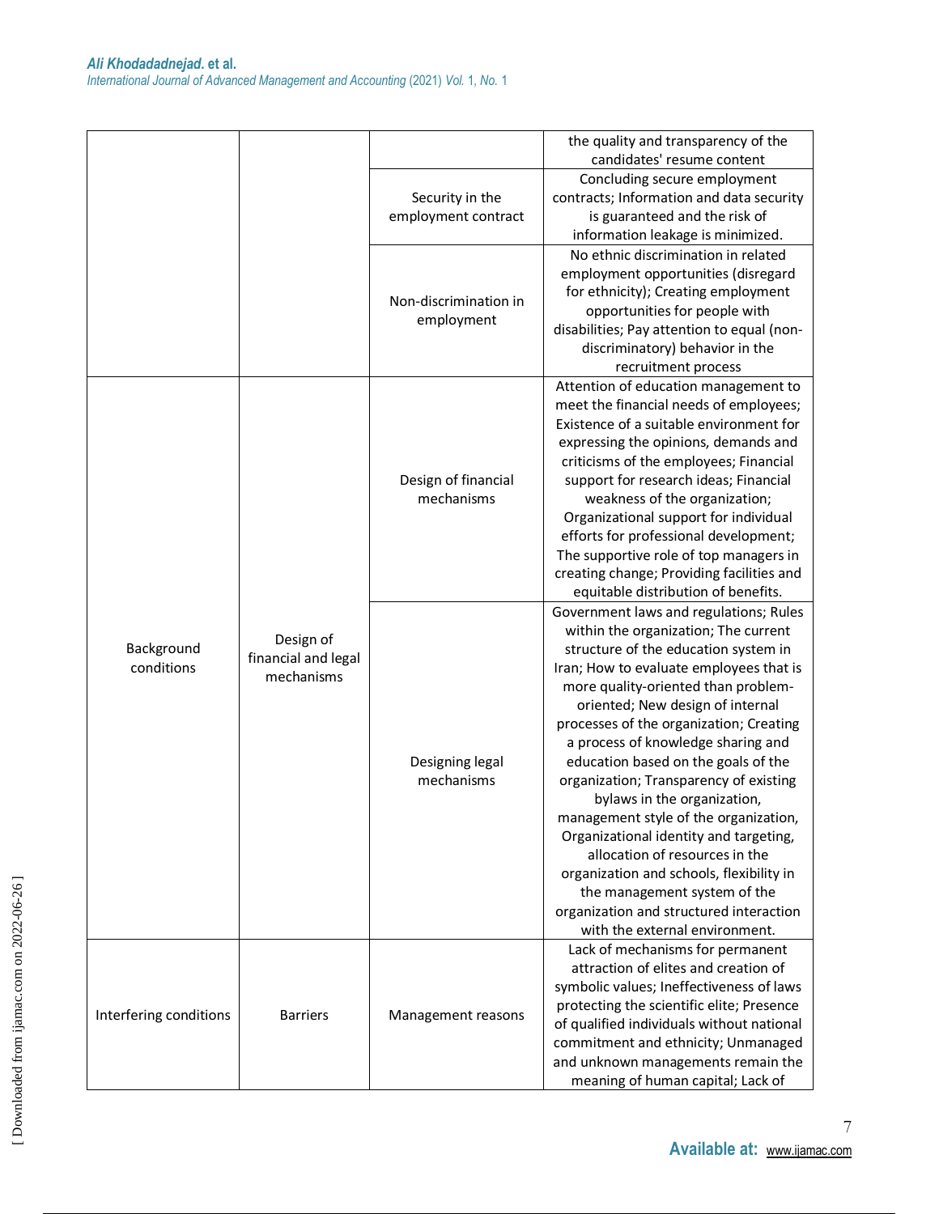| | | | |
|---|---|---|---|
| | | | the quality and transparency of the candidates' resume content |
| | | Security in the employment contract | Concluding secure employment contracts; Information and data security is guaranteed and the risk of information leakage is minimized. |
| | | Non-discrimination in employment | No ethnic discrimination in related employment opportunities (disregard for ethnicity); Creating employment opportunities for people with disabilities; Pay attention to equal (non-discriminatory) behavior in the recruitment process |
| Background conditions | Design of financial and legal mechanisms | Design of financial mechanisms | Attention of education management to meet the financial needs of employees; Existence of a suitable environment for expressing the opinions, demands and criticisms of the employees; Financial support for research ideas; Financial weakness of the organization; Organizational support for individual efforts for professional development; The supportive role of top managers in creating change; Providing facilities and equitable distribution of benefits. |
| | | Designing legal mechanisms | Government laws and regulations; Rules within the organization; The current structure of the education system in Iran; How to evaluate employees that is more quality-oriented than problem-oriented; New design of internal processes of the organization; Creating a process of knowledge sharing and education based on the goals of the organization; Transparency of existing bylaws in the organization, management style of the organization, Organizational identity and targeting, allocation of resources in the organization and schools, flexibility in the management system of the organization and structured interaction with the external environment. |
| Interfering conditions | Barriers | Management reasons | Lack of mechanisms for permanent attraction of elites and creation of symbolic values; Ineffectiveness of laws protecting the scientific elite; Presence of qualified individuals without national commitment and ethnicity; Unmanaged and unknown managements remain the meaning of human capital; Lack of |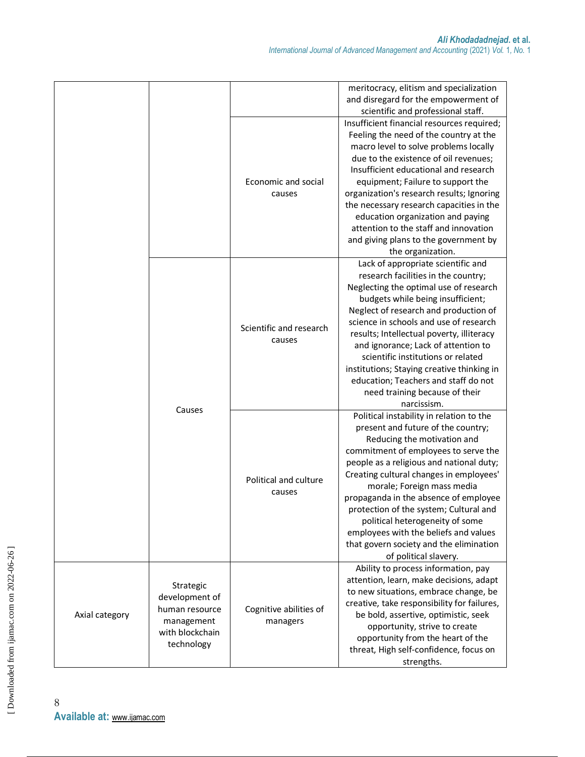| | | | |
|---|---|---|---|
| | | | meritocracy, elitism and specialization and disregard for the empowerment of scientific and professional staff. |
| | | Economic and social causes | Insufficient financial resources required; Feeling the need of the country at the macro level to solve problems locally due to the existence of oil revenues; Insufficient educational and research equipment; Failure to support the organization's research results; Ignoring the necessary research capacities in the education organization and paying attention to the staff and innovation and giving plans to the government by the organization. |
| | Causes | Scientific and research causes | Lack of appropriate scientific and research facilities in the country; Neglecting the optimal use of research budgets while being insufficient; Neglect of research and production of science in schools and use of research results; Intellectual poverty, illiteracy and ignorance; Lack of attention to scientific institutions or related institutions; Staying creative thinking in education; Teachers and staff do not need training because of their narcissism. |
| | | Political and culture causes | Political instability in relation to the present and future of the country; Reducing the motivation and commitment of employees to serve the people as a religious and national duty; Creating cultural changes in employees' morale; Foreign mass media propaganda in the absence of employee protection of the system; Cultural and political heterogeneity of some employees with the beliefs and values that govern society and the elimination of political slavery. |
| Axial category | Strategic development of human resource management with blockchain technology | Cognitive abilities of managers | Ability to process information, pay attention, learn, make decisions, adapt to new situations, embrace change, be creative, take responsibility for failures, be bold, assertive, optimistic, seek opportunity, strive to create opportunity from the heart of the threat, High self-confidence, focus on strengths. |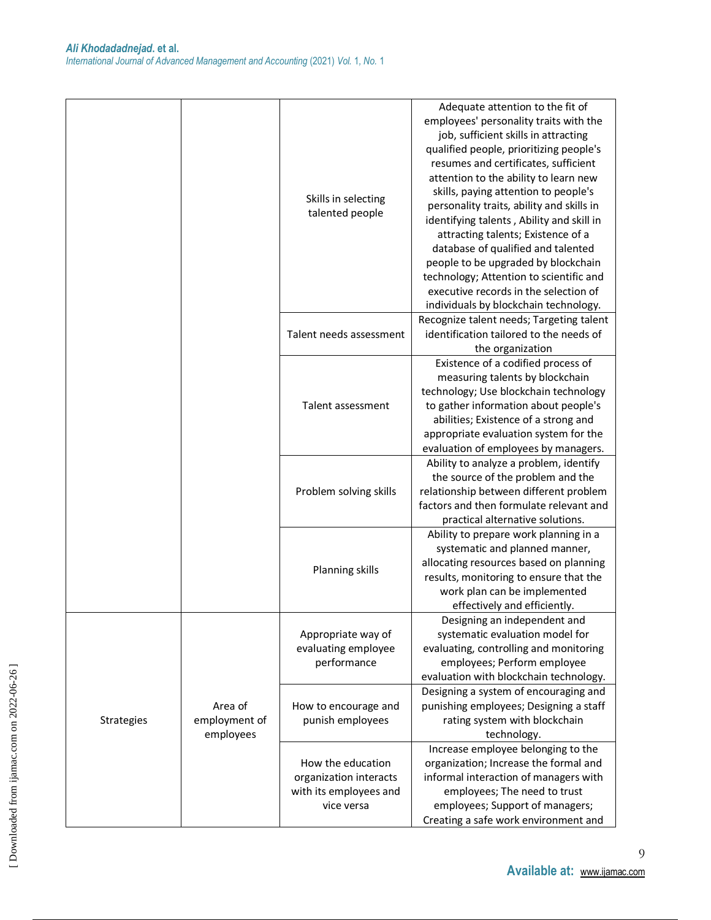| | | | |
|---|---|---|---|
| | | Skills in selecting talented people | Adequate attention to the fit of employees' personality traits with the job, sufficient skills in attracting qualified people, prioritizing people's resumes and certificates, sufficient attention to the ability to learn new skills, paying attention to people's personality traits, ability and skills in identifying talents , Ability and skill in attracting talents; Existence of a database of qualified and talented people to be upgraded by blockchain technology; Attention to scientific and executive records in the selection of individuals by blockchain technology. |
| | | Talent needs assessment | Recognize talent needs; Targeting talent identification tailored to the needs of the organization |
| | | Talent assessment | Existence of a codified process of measuring talents by blockchain technology; Use blockchain technology to gather information about people's abilities; Existence of a strong and appropriate evaluation system for the evaluation of employees by managers. |
| | | Problem solving skills | Ability to analyze a problem, identify the source of the problem and the relationship between different problem factors and then formulate relevant and practical alternative solutions. |
| | | Planning skills | Ability to prepare work planning in a systematic and planned manner, allocating resources based on planning results, monitoring to ensure that the work plan can be implemented effectively and efficiently. |
| Strategies | Area of employment of employees | Appropriate way of evaluating employee performance | Designing an independent and systematic evaluation model for evaluating, controlling and monitoring employees; Perform employee evaluation with blockchain technology. |
| | | How to encourage and punish employees | Designing a system of encouraging and punishing employees; Designing a staff rating system with blockchain technology. |
| | | How the education organization interacts with its employees and vice versa | Increase employee belonging to the organization; Increase the formal and informal interaction of managers with employees; The need to trust employees; Support of managers; Creating a safe work environment and |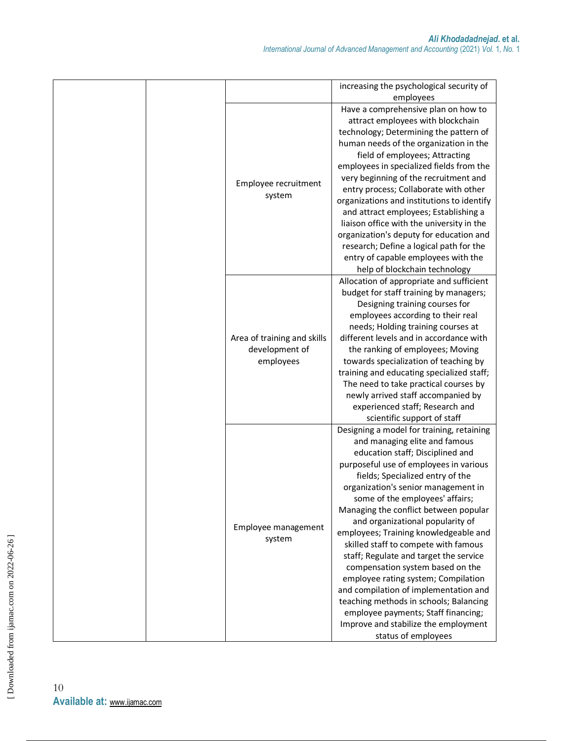| | | | |
|---|---|---|---|
| | | | increasing the psychological security of employees |
| | | Employee recruitment system | Have a comprehensive plan on how to attract employees with blockchain technology; Determining the pattern of human needs of the organization in the field of employees; Attracting employees in specialized fields from the very beginning of the recruitment and entry process; Collaborate with other organizations and institutions to identify and attract employees; Establishing a liaison office with the university in the organization's deputy for education and research; Define a logical path for the entry of capable employees with the help of blockchain technology |
| | | Area of training and skills development of employees | Allocation of appropriate and sufficient budget for staff training by managers; Designing training courses for employees according to their real needs; Holding training courses at different levels and in accordance with the ranking of employees; Moving towards specialization of teaching by training and educating specialized staff; The need to take practical courses by newly arrived staff accompanied by experienced staff; Research and scientific support of staff |
| | | Employee management system | Designing a model for training, retaining and managing elite and famous education staff; Disciplined and purposeful use of employees in various fields; Specialized entry of the organization's senior management in some of the employees' affairs; Managing the conflict between popular and organizational popularity of employees; Training knowledgeable and skilled staff to compete with famous staff; Regulate and target the service compensation system based on the employee rating system; Compilation and compilation of implementation and teaching methods in schools; Balancing employee payments; Staff financing; Improve and stabilize the employment status of employees |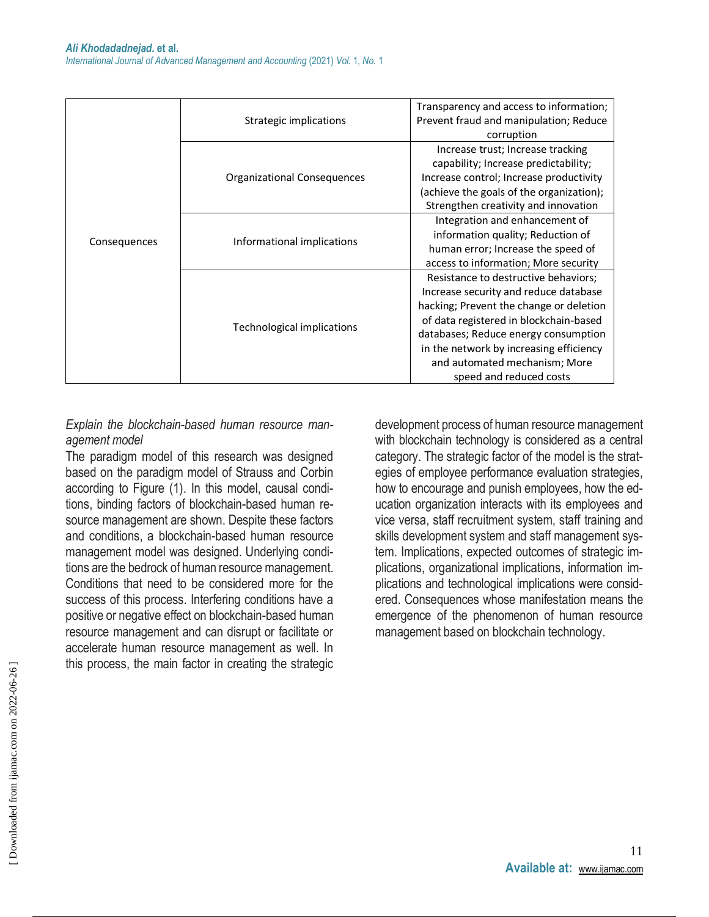| | | |
|---|---|---|
| Consequences | Strategic implications | Transparency and access to information; Prevent fraud and manipulation; Reduce corruption |
| | Organizational Consequences | Increase trust; Increase tracking capability; Increase predictability; Increase control; Increase productivity (achieve the goals of the organization); Strengthen creativity and innovation |
| | Informational implications | Integration and enhancement of information quality; Reduction of human error; Increase the speed of access to information; More security |
| | Technological implications | Resistance to destructive behaviors; Increase security and reduce database hacking; Prevent the change or deletion of data registered in blockchain-based databases; Reduce energy consumption in the network by increasing efficiency and automated mechanism; More speed and reduced costs |

*Explain the blockchain-based human resource management model*

The paradigm model of this research was designed based on the paradigm model of Strauss and Corbin according to Figure (1). In this model, causal conditions, binding factors of blockchain-based human resource management are shown. Despite these factors and conditions, a blockchain-based human resource management model was designed. Underlying conditions are the bedrock of human resource management. Conditions that need to be considered more for the success of this process. Interfering conditions have a positive or negative effect on blockchain-based human resource management and can disrupt or facilitate or accelerate human resource management as well. In this process, the main factor in creating the strategic development process of human resource management with blockchain technology is considered as a central category. The strategic factor of the model is the strategies of employee performance evaluation strategies, how to encourage and punish employees, how the education organization interacts with its employees and vice versa, staff recruitment system, staff training and skills development system and staff management system. Implications, expected outcomes of strategic implications, organizational implications, information implications and technological implications were considered. Consequences whose manifestation means the emergence of the phenomenon of human resource management based on blockchain technology.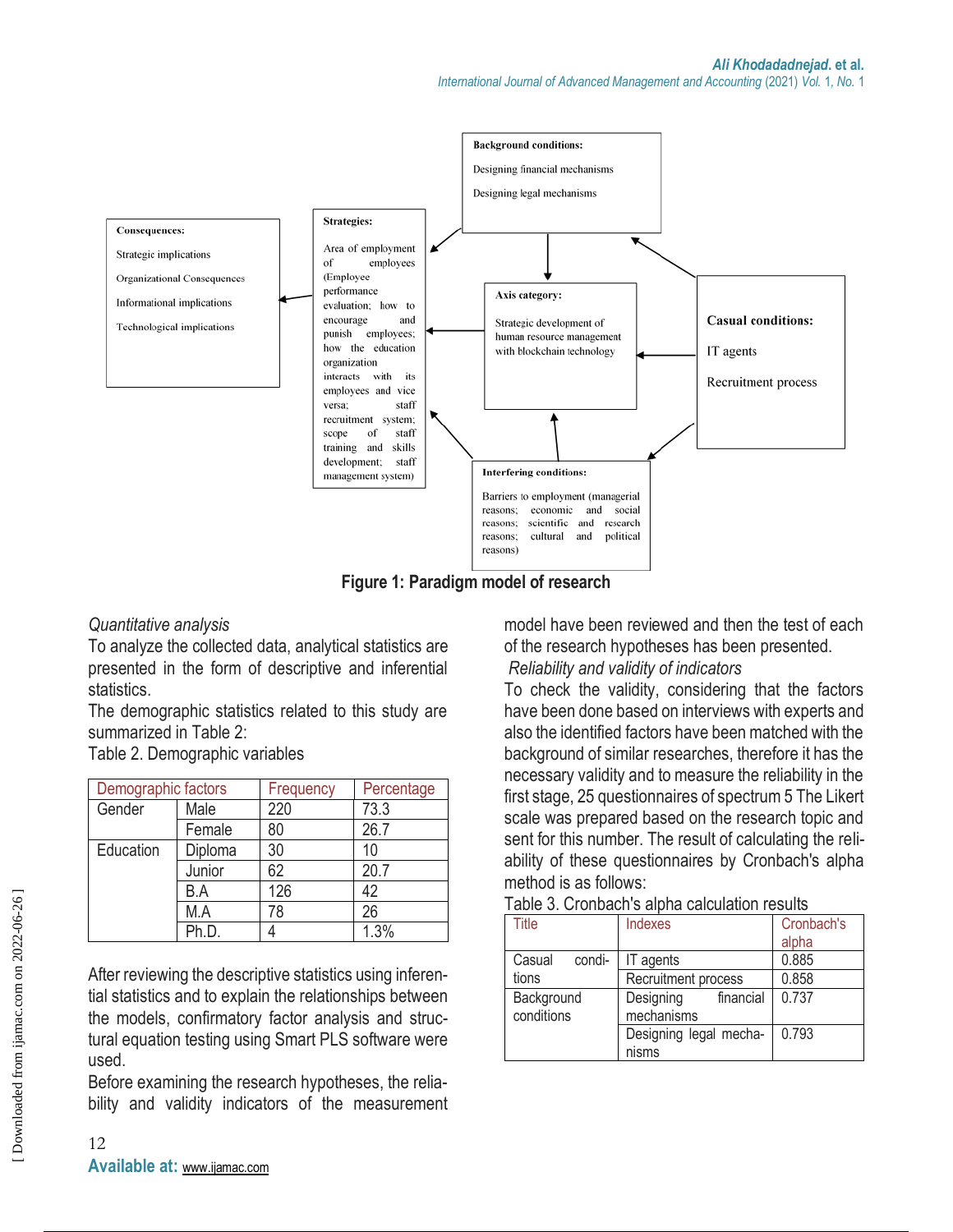**Background conditions:**

Designing financial mechanisms

Designing legal mechanisms

**Consequences:**

Strategic implications

Organizational Consequences

Informational implications

Technological implications

**Strategies:**

Area of employment of employees (Employee performance evaluation; how to encourage and punish employees; how the education organization interacts with its employees and vice versa; staff recruitment system; scope of staff training and skills development; staff management system)

**Axis category:**

Strategic development of human resource management with blockchain technology

**Casual conditions:**

IT agents

Recruitment process

**Interfering conditions:**

Barriers to employment (managerial reasons; economic and social reasons; scientific and research reasons; cultural and political reasons)

**Figure 1: Paradigm model of research**

*Quantitative analysis*

To analyze the collected data, analytical statistics are presented in the form of descriptive and inferential statistics.

The demographic statistics related to this study are summarized in Table 2:

Table 2. Demographic variables

| Demographic factors | | Frequency | Percentage |
|---|---|---|---|
| Gender | Male | 220 | 73.3 |
| | Female | 80 | 26.7 |
| Education | Diploma | 30 | 10 |
| | Junior | 62 | 20.7 |
| | B.A | 126 | 42 |
| | M.A | 78 | 26 |
| | Ph.D. | 4 | 1.3% |

After reviewing the descriptive statistics using inferential statistics and to explain the relationships between the models, confirmatory factor analysis and structural equation testing using Smart PLS software were used.

Before examining the research hypotheses, the reliability and validity indicators of the measurement model have been reviewed and then the test of each of the research hypotheses has been presented.

*Reliability and validity of indicators*

To check the validity, considering that the factors have been done based on interviews with experts and also the identified factors have been matched with the background of similar researches, therefore it has the necessary validity and to measure the reliability in the first stage, 25 questionnaires of spectrum 5 The Likert scale was prepared based on the research topic and sent for this number. The result of calculating the reliability of these questionnaires by Cronbach's alpha method is as follows:

Table 3. Cronbach's alpha calculation results

| Title | Indexes | Cronbach's alpha |
|---|---|---|
| Casual conditions | IT agents | 0.885 |
| | Recruitment process | 0.858 |
| Background conditions | Designing financial mechanisms | 0.737 |
| | Designing legal mechanisms | 0.793 |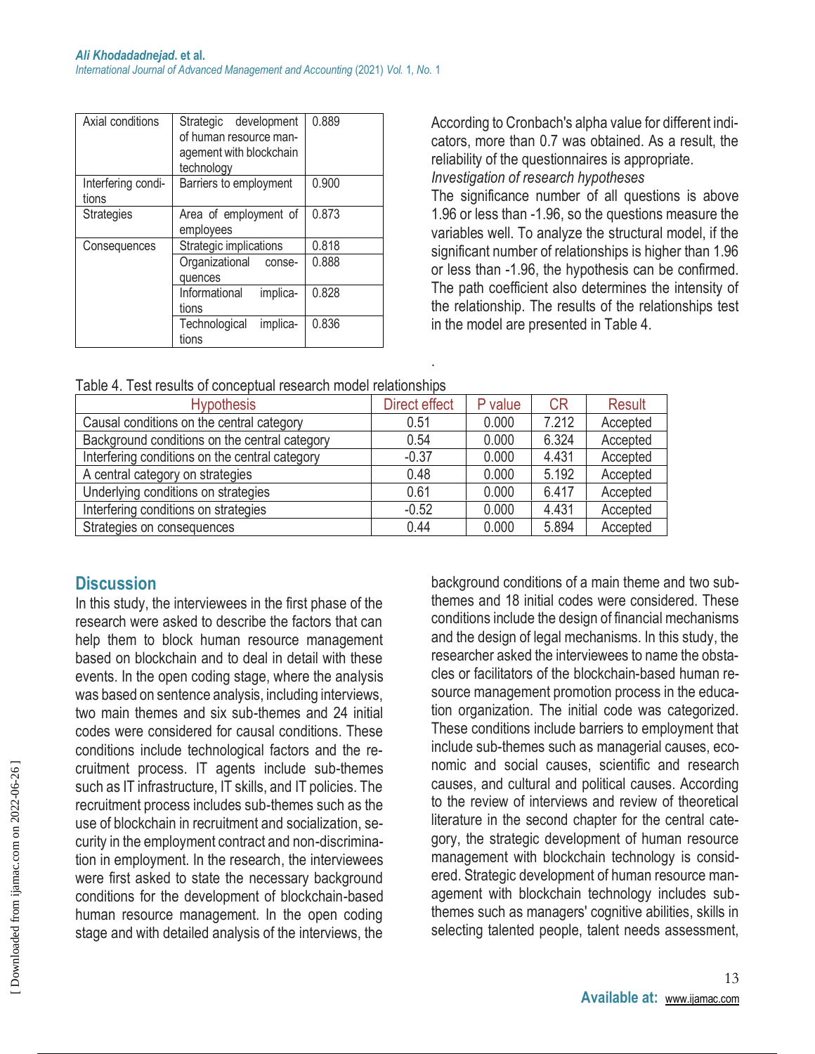| Axial conditions | Strategic development of human resource management with blockchain technology | 0.889 |
|---|---|---|
| Interfering conditions | Barriers to employment | 0.900 |
| Strategies | Area of employment of employees | 0.873 |
| Consequences | Strategic implications | 0.818 |
| | Organizational consequences | 0.888 |
| | Informational implications | 0.828 |
| | Technological implications | 0.836 |

According to Cronbach's alpha value for different indicators, more than 0.7 was obtained. As a result, the reliability of the questionnaires is appropriate.

*Investigation of research hypotheses*

The significance number of all questions is above 1.96 or less than -1.96, so the questions measure the variables well. To analyze the structural model, if the significant number of relationships is higher than 1.96 or less than -1.96, the hypothesis can be confirmed. The path coefficient also determines the intensity of the relationship. The results of the relationships test in the model are presented in Table 4.

Table 4. Test results of conceptual research model relationships

| Hypothesis | Direct effect | P value | CR | Result |
|---|---|---|---|---|
| Causal conditions on the central category | 0.51 | 0.000 | 7.212 | Accepted |
| Background conditions on the central category | 0.54 | 0.000 | 6.324 | Accepted |
| Interfering conditions on the central category | -0.37 | 0.000 | 4.431 | Accepted |
| A central category on strategies | 0.48 | 0.000 | 5.192 | Accepted |
| Underlying conditions on strategies | 0.61 | 0.000 | 6.417 | Accepted |
| Interfering conditions on strategies | -0.52 | 0.000 | 4.431 | Accepted |
| Strategies on consequences | 0.44 | 0.000 | 5.894 | Accepted |

## Discussion

In this study, the interviewees in the first phase of the research were asked to describe the factors that can help them to block human resource management based on blockchain and to deal in detail with these events. In the open coding stage, where the analysis was based on sentence analysis, including interviews, two main themes and six sub-themes and 24 initial codes were considered for causal conditions. These conditions include technological factors and the recruitment process. IT agents include sub-themes such as IT infrastructure, IT skills, and IT policies. The recruitment process includes sub-themes such as the use of blockchain in recruitment and socialization, security in the employment contract and non-discrimination in employment. In the research, the interviewees were first asked to state the necessary background conditions for the development of blockchain-based human resource management. In the open coding stage and with detailed analysis of the interviews, the background conditions of a main theme and two sub-themes and 18 initial codes were considered. These conditions include the design of financial mechanisms and the design of legal mechanisms. In this study, the researcher asked the interviewees to name the obstacles or facilitators of the blockchain-based human resource management promotion process in the education organization. The initial code was categorized. These conditions include barriers to employment that include sub-themes such as managerial causes, economic and social causes, scientific and research causes, and cultural and political causes. According to the review of interviews and review of theoretical literature in the second chapter for the central category, the strategic development of human resource management with blockchain technology is considered. Strategic development of human resource management with blockchain technology includes sub-themes such as managers' cognitive abilities, skills in selecting talented people, talent needs assessment,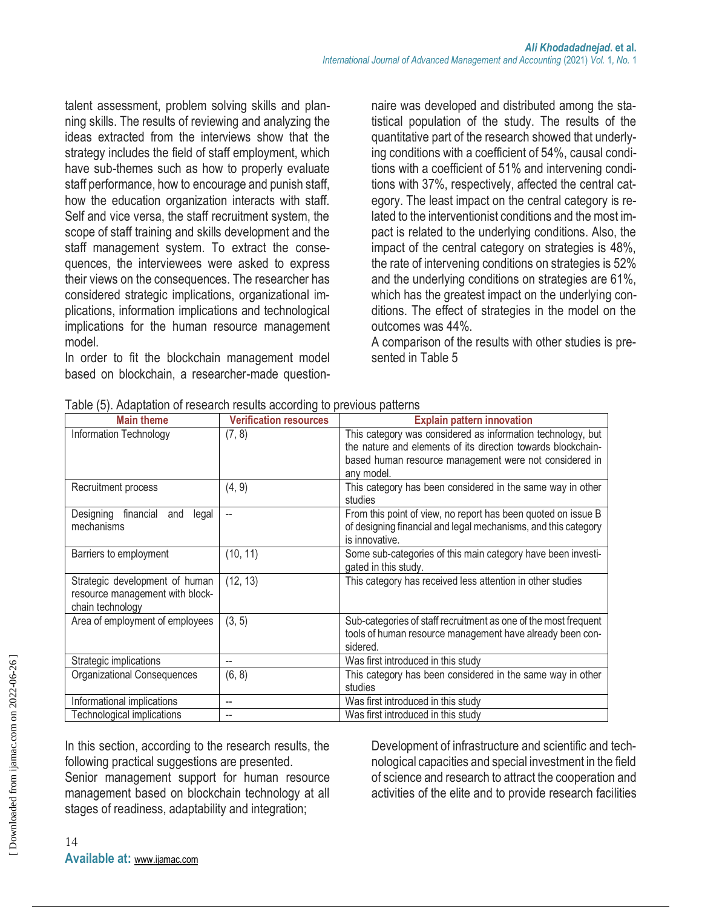talent assessment, problem solving skills and planning skills. The results of reviewing and analyzing the ideas extracted from the interviews show that the strategy includes the field of staff employment, which have sub-themes such as how to properly evaluate staff performance, how to encourage and punish staff, how the education organization interacts with staff. Self and vice versa, the staff recruitment system, the scope of staff training and skills development and the staff management system. To extract the consequences, the interviewees were asked to express their views on the consequences. The researcher has considered strategic implications, organizational implications, information implications and technological implications for the human resource management model.

In order to fit the blockchain management model based on blockchain, a researcher-made questionnaire was developed and distributed among the statistical population of the study. The results of the quantitative part of the research showed that underlying conditions with a coefficient of 54%, causal conditions with a coefficient of 51% and intervening conditions with 37%, respectively, affected the central category. The least impact on the central category is related to the interventionist conditions and the most impact is related to the underlying conditions. Also, the impact of the central category on strategies is 48%, the rate of intervening conditions on strategies is 52% and the underlying conditions on strategies are 61%, which has the greatest impact on the underlying conditions. The effect of strategies in the model on the outcomes was 44%.

A comparison of the results with other studies is presented in Table 5

Table (5). Adaptation of research results according to previous patterns

| Main theme | Verification resources | Explain pattern innovation |
|---|---|---|
| Information Technology | (7, 8) | This category was considered as information technology, but the nature and elements of its direction towards blockchain-based human resource management were not considered in any model. |
| Recruitment process | (4, 9) | This category has been considered in the same way in other studies |
| Designing financial and legal mechanisms | -- | From this point of view, no report has been quoted on issue B of designing financial and legal mechanisms, and this category is innovative. |
| Barriers to employment | (10, 11) | Some sub-categories of this main category have been investigated in this study. |
| Strategic development of human resource management with blockchain technology | (12, 13) | This category has received less attention in other studies |
| Area of employment of employees | (3, 5) | Sub-categories of staff recruitment as one of the most frequent tools of human resource management have already been considered. |
| Strategic implications | -- | Was first introduced in this study |
| Organizational Consequences | (6, 8) | This category has been considered in the same way in other studies |
| Informational implications | -- | Was first introduced in this study |
| Technological implications | -- | Was first introduced in this study |

In this section, according to the research results, the following practical suggestions are presented.

Senior management support for human resource management based on blockchain technology at all stages of readiness, adaptability and integration;

Development of infrastructure and scientific and technological capacities and special investment in the field of science and research to attract the cooperation and activities of the elite and to provide research facilities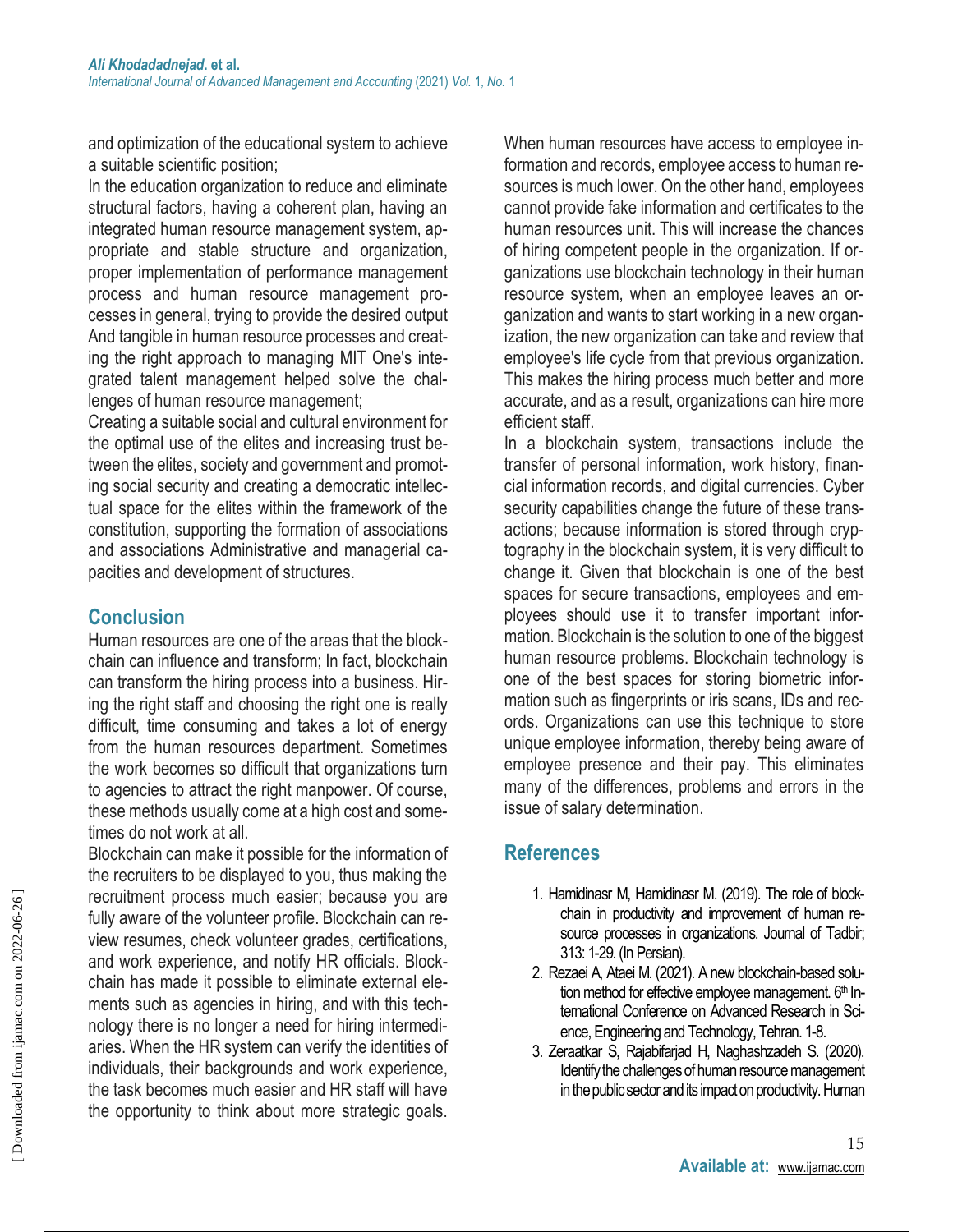and optimization of the educational system to achieve a suitable scientific position;

In the education organization to reduce and eliminate structural factors, having a coherent plan, having an integrated human resource management system, appropriate and stable structure and organization, proper implementation of performance management process and human resource management processes in general, trying to provide the desired output And tangible in human resource processes and creating the right approach to managing MIT One's integrated talent management helped solve the challenges of human resource management;

Creating a suitable social and cultural environment for the optimal use of the elites and increasing trust between the elites, society and government and promoting social security and creating a democratic intellectual space for the elites within the framework of the constitution, supporting the formation of associations and associations Administrative and managerial capacities and development of structures.

## Conclusion

Human resources are one of the areas that the blockchain can influence and transform; In fact, blockchain can transform the hiring process into a business. Hiring the right staff and choosing the right one is really difficult, time consuming and takes a lot of energy from the human resources department. Sometimes the work becomes so difficult that organizations turn to agencies to attract the right manpower. Of course, these methods usually come at a high cost and sometimes do not work at all.

Blockchain can make it possible for the information of the recruiters to be displayed to you, thus making the recruitment process much easier; because you are fully aware of the volunteer profile. Blockchain can review resumes, check volunteer grades, certifications, and work experience, and notify HR officials. Blockchain has made it possible to eliminate external elements such as agencies in hiring, and with this technology there is no longer a need for hiring intermediaries. When the HR system can verify the identities of individuals, their backgrounds and work experience, the task becomes much easier and HR staff will have the opportunity to think about more strategic goals. When human resources have access to employee information and records, employee access to human resources is much lower. On the other hand, employees cannot provide fake information and certificates to the human resources unit. This will increase the chances of hiring competent people in the organization. If organizations use blockchain technology in their human resource system, when an employee leaves an organization and wants to start working in a new organization, the new organization can take and review that employee's life cycle from that previous organization. This makes the hiring process much better and more accurate, and as a result, organizations can hire more efficient staff.

In a blockchain system, transactions include the transfer of personal information, work history, financial information records, and digital currencies. Cyber security capabilities change the future of these transactions; because information is stored through cryptography in the blockchain system, it is very difficult to change it. Given that blockchain is one of the best spaces for secure transactions, employees and employees should use it to transfer important information. Blockchain is the solution to one of the biggest human resource problems. Blockchain technology is one of the best spaces for storing biometric information such as fingerprints or iris scans, IDs and records. Organizations can use this technique to store unique employee information, thereby being aware of employee presence and their pay. This eliminates many of the differences, problems and errors in the issue of salary determination.

## References

1. Hamidinasr M, Hamidinasr M. (2019). The role of blockchain in productivity and improvement of human resource processes in organizations. Journal of Tadbir; 313: 1-29. (In Persian).
2. Rezaei A, Ataei M. (2021). A new blockchain-based solution method for effective employee management. 6th International Conference on Advanced Research in Science, Engineering and Technology, Tehran. 1-8.
3. Zeraatkar S, Rajabifarjad H, Naghashzadeh S. (2020). Identify the challenges of human resource management in the public sector and its impact on productivity. Human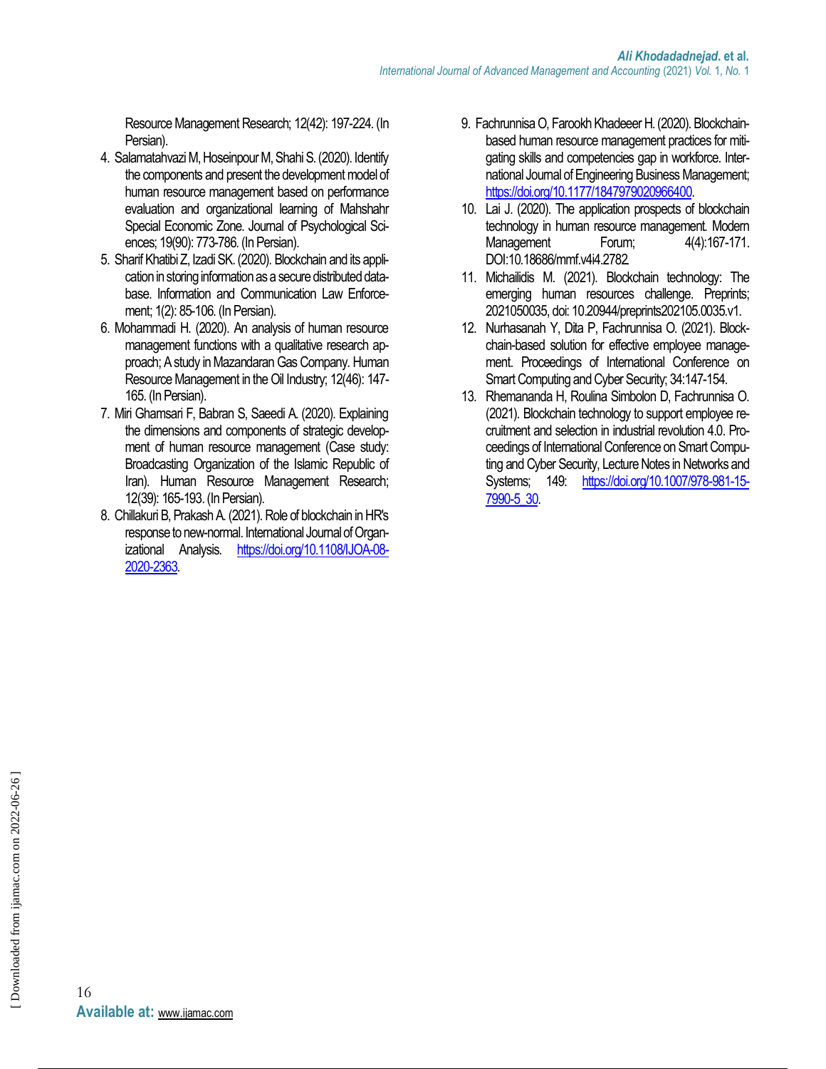Resource Management Research; 12(42): 197-224. (In Persian).

4. Salamatahvazi M, Hoseinpour M, Shahi S. (2020). Identify the components and present the development model of human resource management based on performance evaluation and organizational learning of Mahshahr Special Economic Zone. Journal of Psychological Sciences; 19(90): 773-786. (In Persian).
5. Sharif Khatibi Z, Izadi SK. (2020). Blockchain and its application in storing information as a secure distributed database. Information and Communication Law Enforcement; 1(2): 85-106. (In Persian).
6. Mohammadi H. (2020). An analysis of human resource management functions with a qualitative research approach; A study in Mazandaran Gas Company. Human Resource Management in the Oil Industry; 12(46): 147-165. (In Persian).
7. Miri Ghamsari F, Babran S, Saeedi A. (2020). Explaining the dimensions and components of strategic development of human resource management (Case study: Broadcasting Organization of the Islamic Republic of Iran). Human Resource Management Research; 12(39): 165-193. (In Persian).
8. Chillakuri B, Prakash A. (2021). Role of blockchain in HR's response to new-normal. International Journal of Organizational Analysis. https://doi.org/10.1108/IJOA-08-2020-2363.
9. Fachrunnisa O, Farookh Khadeeer H. (2020). Blockchain-based human resource management practices for mitigating skills and competencies gap in workforce. International Journal of Engineering Business Management; https://doi.org/10.1177/1847979020966400.
10. Lai J. (2020). The application prospects of blockchain technology in human resource management. Modern Management Forum; 4(4):167-171. DOI:10.18686/mmf.v4i4.2782.
11. Michailidis M. (2021). Blockchain technology: The emerging human resources challenge. Preprints; 2021050035, doi: 10.20944/preprints202105.0035.v1.
12. Nurhasanah Y, Dita P, Fachrunnisa O. (2021). Blockchain-based solution for effective employee management. Proceedings of International Conference on Smart Computing and Cyber Security; 34:147-154.
13. Rhemananda H, Roulina Simbolon D, Fachrunnisa O. (2021). Blockchain technology to support employee recruitment and selection in industrial revolution 4.0. Proceedings of International Conference on Smart Computing and Cyber Security, Lecture Notes in Networks and Systems; 149: https://doi.org/10.1007/978-981-15-7990-5_30.